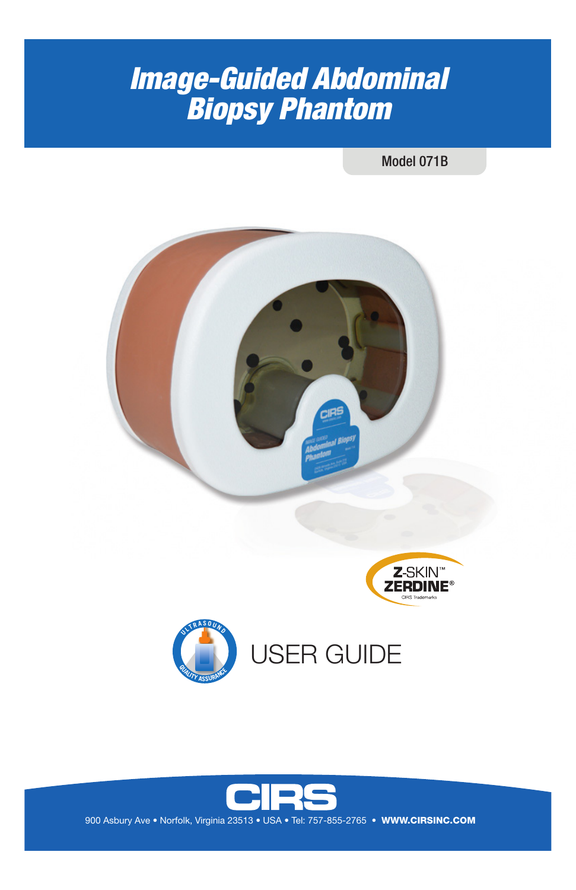# *Image-Guided Abdominal Biopsy Phantom*

Model 071B

Z-SKIN™ ZERDINE® CIRS Trademarks

ULTRASOUND QUALITY ASSURANCE

USER GUIDE

CIRS

900 Asbury Ave • Norfolk, Virginia 23513 • USA • Tel: 757-855-2765 • **WWW.CIRSINC.COM**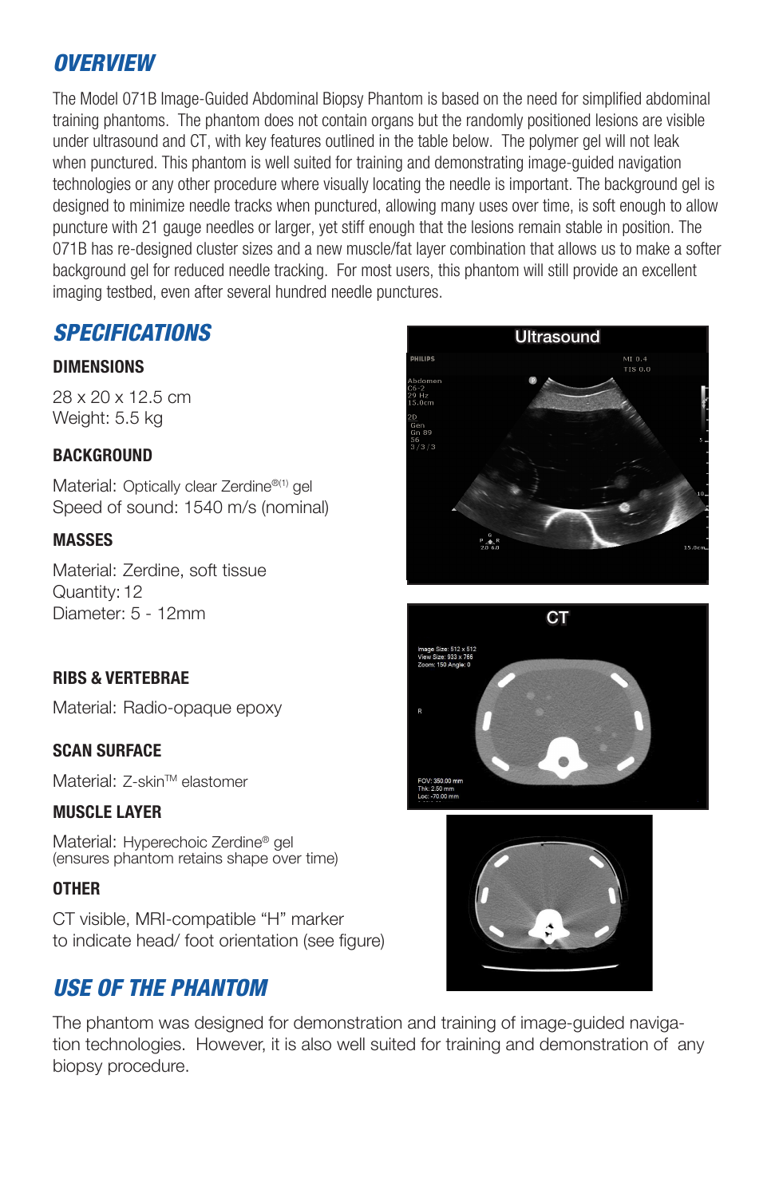## OVERVIEW

The Model 071B Image-Guided Abdominal Biopsy Phantom is based on the need for simplified abdominal training phantoms. The phantom does not contain organs but the randomly positioned lesions are visible under ultrasound and CT, with key features outlined in the table below. The polymer gel will not leak when punctured. This phantom is well suited for training and demonstrating image-guided navigation technologies or any other procedure where visually locating the needle is important. The background gel is designed to minimize needle tracks when punctured, allowing many uses over time, is soft enough to allow puncture with 21 gauge needles or larger, yet stiff enough that the lesions remain stable in position. The 071B has re-designed cluster sizes and a new muscle/fat layer combination that allows us to make a softer background gel for reduced needle tracking. For most users, this phantom will still provide an excellent imaging testbed, even after several hundred needle punctures.

## SPECIFICATIONS

### DIMENSIONS

28 x 20 x 12.5 cm
Weight: 5.5 kg

### BACKGROUND

Material: Optically clear Zerdine®[1] gel
Speed of sound: 1540 m/s (nominal)

### MASSES

Material: Zerdine, soft tissue
Quantity: 12
Diameter: 5 - 12mm

### RIBS & VERTEBRAE

Material: Radio-opaque epoxy

### SCAN SURFACE

Material: Z-skin™ elastomer

### MUSCLE LAYER

Material: Hyperechoic Zerdine® gel
(ensures phantom retains shape over time)

### OTHER

CT visible, MRI-compatible "H" marker
to indicate head/ foot orientation (see figure)

Ultrasound

CT

## USE OF THE PHANTOM

The phantom was designed for demonstration and training of image-guided navigation technologies. However, it is also well suited for training and demonstration of any biopsy procedure.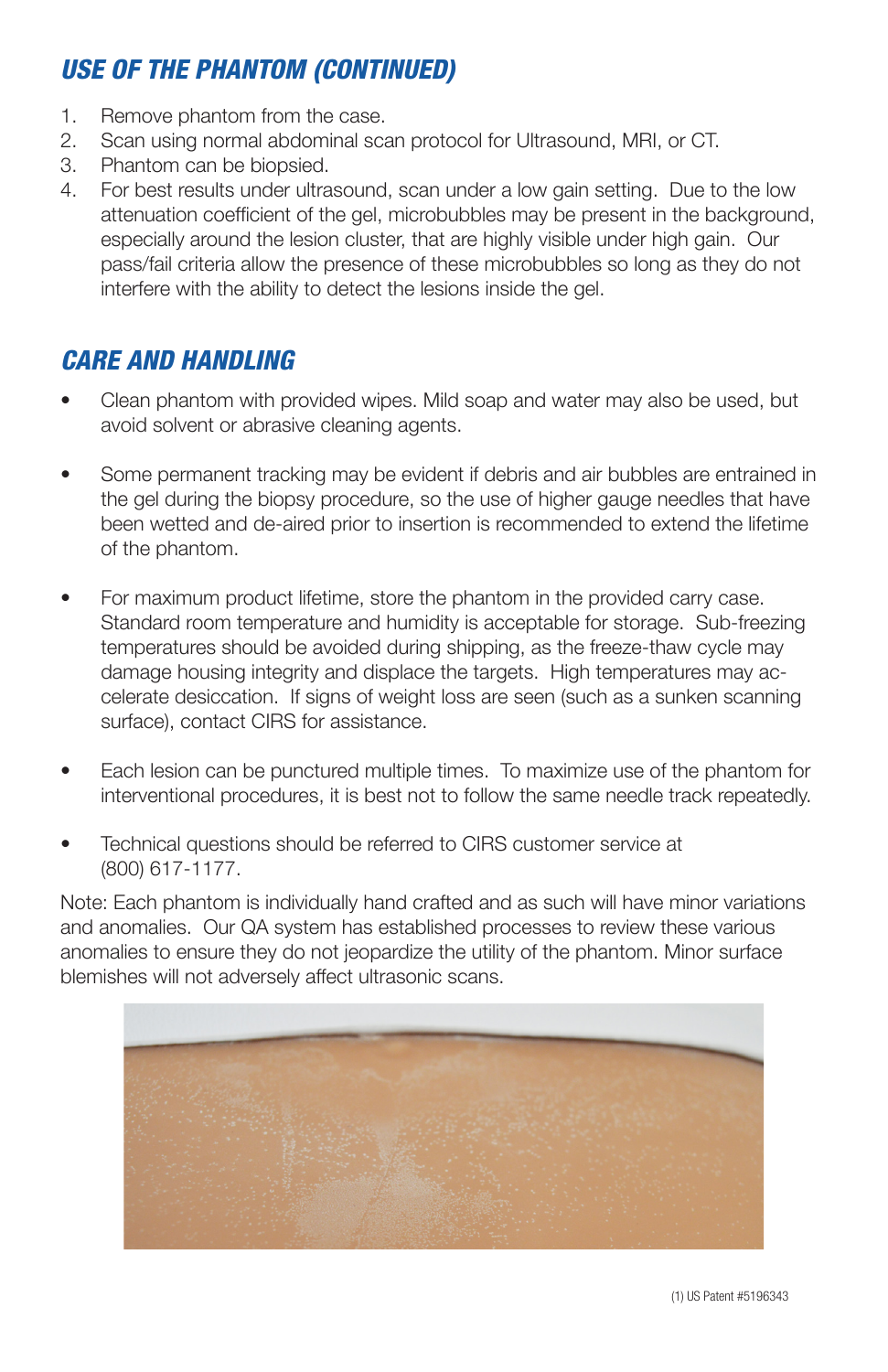## *USE OF THE PHANTOM (CONTINUED)*

1. Remove phantom from the case.
2. Scan using normal abdominal scan protocol for Ultrasound, MRI, or CT.
3. Phantom can be biopsied.
4. For best results under ultrasound, scan under a low gain setting. Due to the low attenuation coefficient of the gel, microbubbles may be present in the background, especially around the lesion cluster, that are highly visible under high gain. Our pass/fail criteria allow the presence of these microbubbles so long as they do not interfere with the ability to detect the lesions inside the gel.

## *CARE AND HANDLING*

- Clean phantom with provided wipes. Mild soap and water may also be used, but avoid solvent or abrasive cleaning agents.

- Some permanent tracking may be evident if debris and air bubbles are entrained in the gel during the biopsy procedure, so the use of higher gauge needles that have been wetted and de-aired prior to insertion is recommended to extend the lifetime of the phantom.

- For maximum product lifetime, store the phantom in the provided carry case. Standard room temperature and humidity is acceptable for storage. Sub-freezing temperatures should be avoided during shipping, as the freeze-thaw cycle may damage housing integrity and displace the targets. High temperatures may accelerate desiccation. If signs of weight loss are seen (such as a sunken scanning surface), contact CIRS for assistance.

- Each lesion can be punctured multiple times. To maximize use of the phantom for interventional procedures, it is best not to follow the same needle track repeatedly.

- Technical questions should be referred to CIRS customer service at (800) 617-1177.

Note: Each phantom is individually hand crafted and as such will have minor variations and anomalies. Our QA system has established processes to review these various anomalies to ensure they do not jeopardize the utility of the phantom. Minor surface blemishes will not adversely affect ultrasonic scans.

(1) US Patent #5196343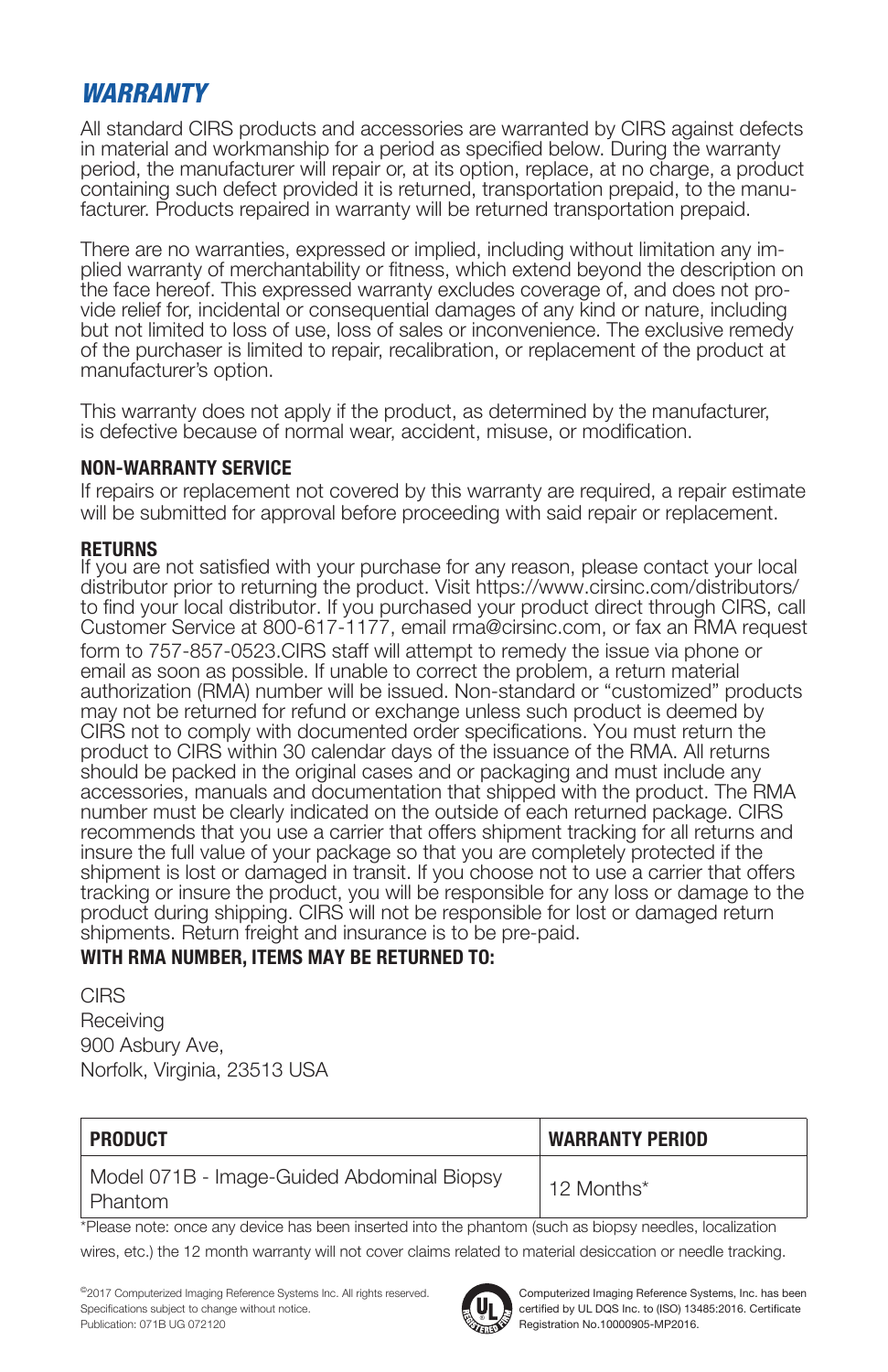## *WARRANTY*

All standard CIRS products and accessories are warranted by CIRS against defects in material and workmanship for a period as specified below. During the warranty period, the manufacturer will repair or, at its option, replace, at no charge, a product containing such defect provided it is returned, transportation prepaid, to the manufacturer. Products repaired in warranty will be returned transportation prepaid.

There are no warranties, expressed or implied, including without limitation any implied warranty of merchantability or fitness, which extend beyond the description on the face hereof. This expressed warranty excludes coverage of, and does not provide relief for, incidental or consequential damages of any kind or nature, including but not limited to loss of use, loss of sales or inconvenience. The exclusive remedy of the purchaser is limited to repair, recalibration, or replacement of the product at manufacturer's option.

This warranty does not apply if the product, as determined by the manufacturer, is defective because of normal wear, accident, misuse, or modification.

**NON-WARRANTY SERVICE**

If repairs or replacement not covered by this warranty are required, a repair estimate will be submitted for approval before proceeding with said repair or replacement.

**RETURNS**

If you are not satisfied with your purchase for any reason, please contact your local distributor prior to returning the product. Visit https://www.cirsinc.com/distributors/ to find your local distributor. If you purchased your product direct through CIRS, call Customer Service at 800-617-1177, email rma@cirsinc.com, or fax an RMA request form to 757-857-0523.CIRS staff will attempt to remedy the issue via phone or email as soon as possible. If unable to correct the problem, a return material authorization (RMA) number will be issued. Non-standard or "customized" products may not be returned for refund or exchange unless such product is deemed by CIRS not to comply with documented order specifications. You must return the product to CIRS within 30 calendar days of the issuance of the RMA. All returns should be packed in the original cases and or packaging and must include any accessories, manuals and documentation that shipped with the product. The RMA number must be clearly indicated on the outside of each returned package. CIRS recommends that you use a carrier that offers shipment tracking for all returns and insure the full value of your package so that you are completely protected if the shipment is lost or damaged in transit. If you choose not to use a carrier that offers tracking or insure the product, you will be responsible for any loss or damage to the product during shipping. CIRS will not be responsible for lost or damaged return shipments. Return freight and insurance is to be pre-paid.

**WITH RMA NUMBER, ITEMS MAY BE RETURNED TO:**

CIRS
Receiving
900 Asbury Ave,
Norfolk, Virginia, 23513 USA

| PRODUCT | WARRANTY PERIOD |
|---|---|
| Model 071B - Image-Guided Abdominal Biopsy Phantom | 12 Months* |

*Please note: once any device has been inserted into the phantom (such as biopsy needles, localization wires, etc.) the 12 month warranty will not cover claims related to material desiccation or needle tracking.

©2017 Computerized Imaging Reference Systems Inc. All rights reserved.
Specifications subject to change without notice.
Publication: 071B UG 072120

Computerized Imaging Reference Systems, Inc. has been certified by UL DQS Inc. to (ISO) 13485:2016. Certificate Registration No.10000905-MP2016.